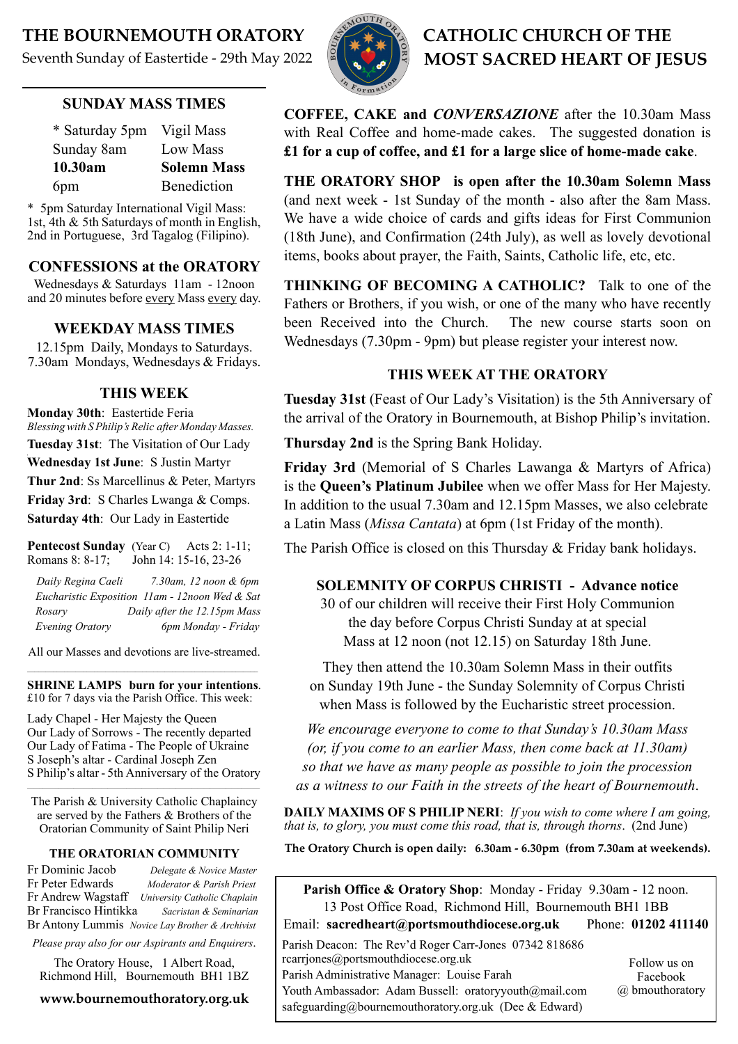# THE BOURNEMOUTH ORATORY

Seventh Sunday of Eastertide - 29th May 2022

# CATHOLIC CHURCH OF THE MOST SACRED HEART OF JESUS

## SUNDAY MASS TIMES

| | |
|---|---|
| * Saturday 5pm | Vigil Mass |
| Sunday 8am | Low Mass |
| **10.30am** | **Solemn Mass** |
| 6pm | Benediction |

* 5pm Saturday International Vigil Mass: 1st, 4th & 5th Saturdays of month in English, 2nd in Portuguese, 3rd Tagalog (Filipino).

## CONFESSIONS at the ORATORY

Wednesdays & Saturdays 11am - 12noon and 20 minutes before every Mass every day.

## WEEKDAY MASS TIMES

12.15pm Daily, Mondays to Saturdays.
7.30am Mondays, Wednesdays & Fridays.

## THIS WEEK

**Monday 30th**: Eastertide Feria
*Blessing with S Philip's Relic after Monday Masses.*
**Tuesday 31st**: The Visitation of Our Lady
**Wednesday 1st June**: S Justin Martyr
**Thur 2nd**: Ss Marcellinus & Peter, Martyrs
**Friday 3rd**: S Charles Lwanga & Comps.
**Saturday 4th**: Our Lady in Eastertide

**Pentecost Sunday** (Year C) Acts 2: 1-11; Romans 8: 8-17; John 14: 15-16, 23-26

| | |
|---|---|
| *Daily Regina Caeli* | *7.30am, 12 noon & 6pm* |
| *Eucharistic Exposition* | *11am - 12noon Wed & Sat* |
| *Rosary* | *Daily after the 12.15pm Mass* |
| *Evening Oratory* | *6pm Monday - Friday* |

All our Masses and devotions are live-streamed.

**SHRINE LAMPS burn for your intentions**. £10 for 7 days via the Parish Office. This week:

Lady Chapel - Her Majesty the Queen
Our Lady of Sorrows - The recently departed
Our Lady of Fatima - The People of Ukraine
S Joseph's altar - Cardinal Joseph Zen
S Philip's altar - 5th Anniversary of the Oratory

The Parish & University Catholic Chaplaincy are served by the Fathers & Brothers of the Oratorian Community of Saint Philip Neri

### THE ORATORIAN COMMUNITY

| | |
|---|---|
| Fr Dominic Jacob | *Delegate & Novice Master* |
| Fr Peter Edwards | *Moderator & Parish Priest* |
| Fr Andrew Wagstaff | *University Catholic Chaplain* |
| Br Francisco Hintikka | *Sacristan & Seminarian* |
| Br Antony Lummis | *Novice Lay Brother & Archivist* |

*Please pray also for our Aspirants and Enquirers*.

The Oratory House, 1 Albert Road, Richmond Hill, Bournemouth BH1 1BZ

**www.bournemouthoratory.org.uk**

**COFFEE, CAKE and *CONVERSAZIONE*** after the 10.30am Mass with Real Coffee and home-made cakes. The suggested donation is **£1 for a cup of coffee, and £1 for a large slice of home-made cake**.

**THE ORATORY SHOP is open after the 10.30am Solemn Mass** (and next week - 1st Sunday of the month - also after the 8am Mass. We have a wide choice of cards and gifts ideas for First Communion (18th June), and Confirmation (24th July), as well as lovely devotional items, books about prayer, the Faith, Saints, Catholic life, etc, etc.

**THINKING OF BECOMING A CATHOLIC?** Talk to one of the Fathers or Brothers, if you wish, or one of the many who have recently been Received into the Church. The new course starts soon on Wednesdays (7.30pm - 9pm) but please register your interest now.

## THIS WEEK AT THE ORATORY

**Tuesday 31st** (Feast of Our Lady's Visitation) is the 5th Anniversary of the arrival of the Oratory in Bournemouth, at Bishop Philip's invitation.

**Thursday 2nd** is the Spring Bank Holiday.

**Friday 3rd** (Memorial of S Charles Lawanga & Martyrs of Africa) is the **Queen's Platinum Jubilee** when we offer Mass for Her Majesty. In addition to the usual 7.30am and 12.15pm Masses, we also celebrate a Latin Mass (*Missa Cantata*) at 6pm (1st Friday of the month).

The Parish Office is closed on this Thursday & Friday bank holidays.

### SOLEMNITY OF CORPUS CHRISTI - Advance notice

30 of our children will receive their First Holy Communion the day before Corpus Christi Sunday at at special Mass at 12 noon (not 12.15) on Saturday 18th June.

They then attend the 10.30am Solemn Mass in their outfits on Sunday 19th June - the Sunday Solemnity of Corpus Christi when Mass is followed by the Eucharistic street procession.

*We encourage everyone to come to that Sunday's 10.30am Mass (or, if you come to an earlier Mass, then come back at 11.30am) so that we have as many people as possible to join the procession as a witness to our Faith in the streets of the heart of Bournemouth*.

**DAILY MAXIMS OF S PHILIP NERI**: *If you wish to come where I am going, that is, to glory, you must come this road, that is, through thorns*. (2nd June)

**The Oratory Church is open daily: 6.30am - 6.30pm (from 7.30am at weekends).**

**Parish Office & Oratory Shop**: Monday - Friday 9.30am - 12 noon.
13 Post Office Road, Richmond Hill, Bournemouth BH1 1BB
Email: **sacredheart@portsmouthdiocese.org.uk** Phone: **01202 411140**

Parish Deacon: The Rev'd Roger Carr-Jones 07342 818686
rcarrjones@portsmouthdiocese.org.uk
Parish Administrative Manager: Louise Farah
Youth Ambassador: Adam Bussell: oratoryyouth@mail.com
safeguarding@bournemouthoratory.org.uk (Dee & Edward)

Follow us on Facebook @ bmouthoratory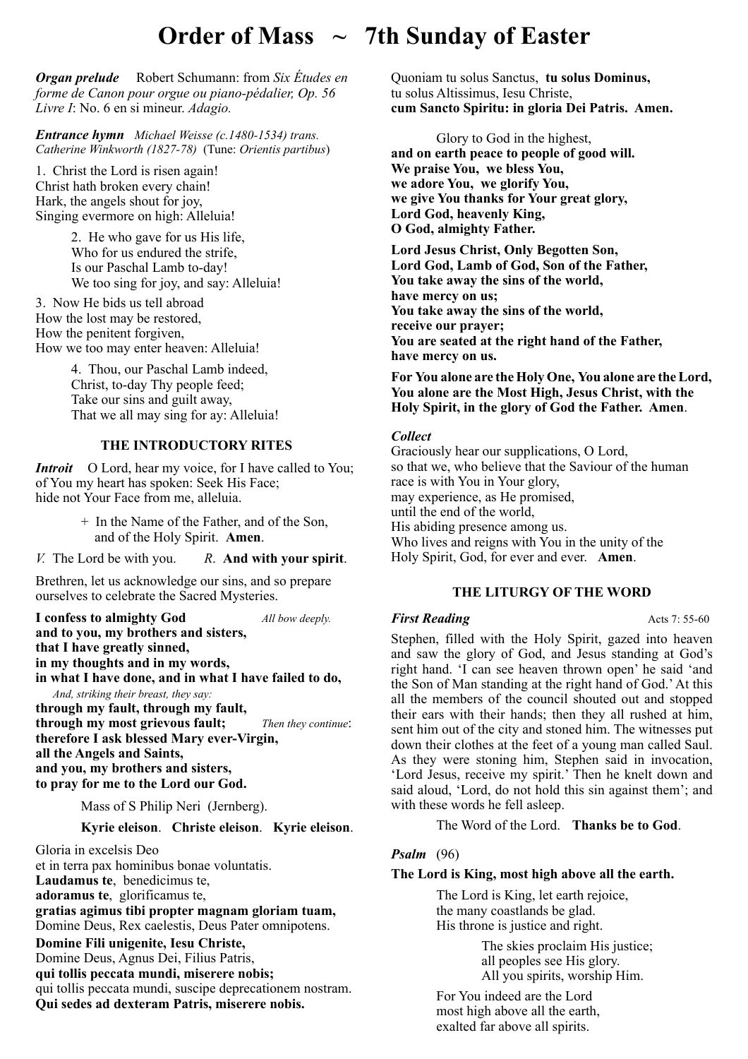# Order of Mass ~ 7th Sunday of Easter

***Organ prelude*** Robert Schumann: from *Six Études en forme de Canon pour orgue ou piano-pédalier, Op. 56 Livre I*: No. 6 en si mineur. *Adagio.*

***Entrance hymn*** *Michael Weisse (c.1480-1534) trans. Catherine Winkworth (1827-78)* (Tune: *Orientis partibus*)

1. Christ the Lord is risen again!
Christ hath broken every chain!
Hark, the angels shout for joy,
Singing evermore on high: Alleluia!

2. He who gave for us His life,
Who for us endured the strife,
Is our Paschal Lamb to-day!
We too sing for joy, and say: Alleluia!

3. Now He bids us tell abroad
How the lost may be restored,
How the penitent forgiven,
How we too may enter heaven: Alleluia!

4. Thou, our Paschal Lamb indeed,
Christ, to-day Thy people feed;
Take our sins and guilt away,
That we all may sing for ay: Alleluia!

## THE INTRODUCTORY RITES

***Introit*** O Lord, hear my voice, for I have called to You; of You my heart has spoken: Seek His Face; hide not Your Face from me, alleluia.

+ In the Name of the Father, and of the Son, and of the Holy Spirit. **Amen**.

*V.* The Lord be with you. *R*. **And with your spirit**.

Brethren, let us acknowledge our sins, and so prepare ourselves to celebrate the Sacred Mysteries.

**I confess to almighty God** *All bow deeply.*
**and to you, my brothers and sisters,**
**that I have greatly sinned,**
**in my thoughts and in my words,**
**in what I have done, and in what I have failed to do,**
*And, striking their breast, they say:*
**through my fault, through my fault,**
**through my most grievous fault;** *Then they continue*:
**therefore I ask blessed Mary ever-Virgin,**
**all the Angels and Saints,**
**and you, my brothers and sisters,**
**to pray for me to the Lord our God.**

Mass of S Philip Neri (Jernberg).

**Kyrie eleison**. **Christe eleison**. **Kyrie eleison**.

Gloria in excelsis Deo
et in terra pax hominibus bonae voluntatis.
**Laudamus te**, benedicimus te,
**adoramus te**, glorificamus te,
**gratias agimus tibi propter magnam gloriam tuam,**
Domine Deus, Rex caelestis, Deus Pater omnipotens.
**Domine Fili unigenite, Iesu Christe,**
Domine Deus, Agnus Dei, Filius Patris,
**qui tollis peccata mundi, miserere nobis;**
qui tollis peccata mundi, suscipe deprecationem nostram.
**Qui sedes ad dexteram Patris, miserere nobis.**
Quoniam tu solus Sanctus, **tu solus Dominus,**
tu solus Altissimus, Iesu Christe,
**cum Sancto Spiritu: in gloria Dei Patris. Amen.**

Glory to God in the highest,
**and on earth peace to people of good will.**
**We praise You, we bless You,**
**we adore You, we glorify You,**
**we give You thanks for Your great glory,**
**Lord God, heavenly King,**
**O God, almighty Father.**

**Lord Jesus Christ, Only Begotten Son,**
**Lord God, Lamb of God, Son of the Father,**
**You take away the sins of the world,**
**have mercy on us;**
**You take away the sins of the world,**
**receive our prayer;**
**You are seated at the right hand of the Father,**
**have mercy on us.**

**For You alone are the Holy One, You alone are the Lord, You alone are the Most High, Jesus Christ, with the Holy Spirit, in the glory of God the Father. Amen**.

***Collect***
Graciously hear our supplications, O Lord,
so that we, who believe that the Saviour of the human race is with You in Your glory,
may experience, as He promised,
until the end of the world,
His abiding presence among us.
Who lives and reigns with You in the unity of the Holy Spirit, God, for ever and ever. **Amen**.

## THE LITURGY OF THE WORD

***First Reading*** Acts 7: 55-60

Stephen, filled with the Holy Spirit, gazed into heaven and saw the glory of God, and Jesus standing at God's right hand. 'I can see heaven thrown open' he said 'and the Son of Man standing at the right hand of God.' At this all the members of the council shouted out and stopped their ears with their hands; then they all rushed at him, sent him out of the city and stoned him. The witnesses put down their clothes at the feet of a young man called Saul. As they were stoning him, Stephen said in invocation, 'Lord Jesus, receive my spirit.' Then he knelt down and said aloud, 'Lord, do not hold this sin against them'; and with these words he fell asleep.

The Word of the Lord. **Thanks be to God**.

***Psalm*** (96)

**The Lord is King, most high above all the earth.**

The Lord is King, let earth rejoice,
the many coastlands be glad.
His throne is justice and right.

The skies proclaim His justice;
all peoples see His glory.
All you spirits, worship Him.

For You indeed are the Lord
most high above all the earth,
exalted far above all spirits.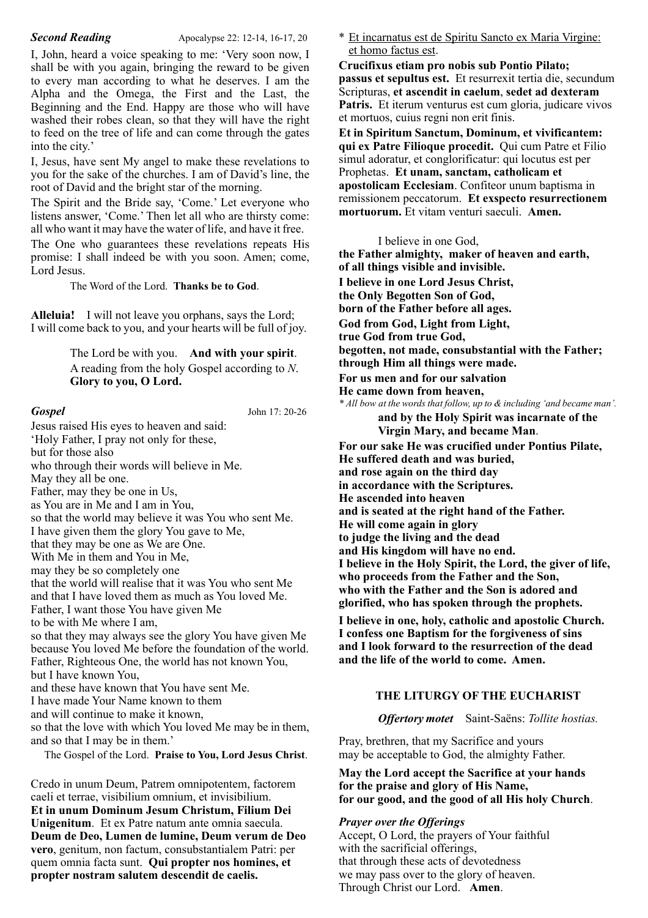***Second Reading*** Apocalypse 22: 12-14, 16-17, 20

I, John, heard a voice speaking to me: 'Very soon now, I shall be with you again, bringing the reward to be given to every man according to what he deserves. I am the Alpha and the Omega, the First and the Last, the Beginning and the End. Happy are those who will have washed their robes clean, so that they will have the right to feed on the tree of life and can come through the gates into the city.'

I, Jesus, have sent My angel to make these revelations to you for the sake of the churches. I am of David's line, the root of David and the bright star of the morning.

The Spirit and the Bride say, 'Come.' Let everyone who listens answer, 'Come.' Then let all who are thirsty come: all who want it may have the water of life, and have it free.

The One who guarantees these revelations repeats His promise: I shall indeed be with you soon. Amen; come, Lord Jesus.

The Word of the Lord. **Thanks be to God**.

**Alleluia!** I will not leave you orphans, says the Lord;
I will come back to you, and your hearts will be full of joy.

The Lord be with you. **And with your spirit**.
A reading from the holy Gospel according to *N*.
**Glory to you, O Lord.**

***Gospel*** John 17: 20-26

Jesus raised His eyes to heaven and said:
'Holy Father, I pray not only for these,
but for those also
who through their words will believe in Me.
May they all be one.
Father, may they be one in Us,
as You are in Me and I am in You,
so that the world may believe it was You who sent Me.
I have given them the glory You gave to Me,
that they may be one as We are One.
With Me in them and You in Me,
may they be so completely one
that the world will realise that it was You who sent Me
and that I have loved them as much as You loved Me.
Father, I want those You have given Me
to be with Me where I am,
so that they may always see the glory You have given Me
because You loved Me before the foundation of the world.
Father, Righteous One, the world has not known You,
but I have known You,
and these have known that You have sent Me.
I have made Your Name known to them
and will continue to make it known,
so that the love with which You loved Me may be in them,
and so that I may be in them.'

The Gospel of the Lord. **Praise to You, Lord Jesus Christ**.

Credo in unum Deum, Patrem omnipotentem, factorem caeli et terrae, visibilium omnium, et invisibilium. **Et in unum Dominum Jesum Christum, Filium Dei Unigenitum**. Et ex Patre natum ante omnia saecula. **Deum de Deo, Lumen de lumine, Deum verum de Deo vero**, genitum, non factum, consubstantialem Patri: per quem omnia facta sunt. **Qui propter nos homines, et propter nostram salutem descendit de caelis.**

* Et incarnatus est de Spiritu Sancto ex Maria Virgine: et homo factus est.

**Crucifixus etiam pro nobis sub Pontio Pilato; passus et sepultus est.** Et resurrexit tertia die, secundum Scripturas, **et ascendit in caelum**, **sedet ad dexteram Patris.** Et iterum venturus est cum gloria, judicare vivos et mortuos, cuius regni non erit finis.

**Et in Spiritum Sanctum, Dominum, et vivificantem: qui ex Patre Filioque procedit.** Qui cum Patre et Filio simul adoratur, et conglorificatur: qui locutus est per Prophetas. **Et unam, sanctam, catholicam et apostolicam Ecclesiam**. Confiteor unum baptisma in remissionem peccatorum. **Et exspecto resurrectionem mortuorum.** Et vitam venturi saeculi. **Amen.**

I believe in one God,
**the Father almighty, maker of heaven and earth,**
**of all things visible and invisible.**
**I believe in one Lord Jesus Christ,**
**the Only Begotten Son of God,**
**born of the Father before all ages.**
**God from God, Light from Light,**
**true God from true God,**
**begotten, not made, consubstantial with the Father;**
**through Him all things were made.**
**For us men and for our salvation**
**He came down from heaven,**

*\* All bow at the words that follow, up to & including 'and became man'.*

**and by the Holy Spirit was incarnate of the**
**Virgin Mary, and became Man**.

**For our sake He was crucified under Pontius Pilate,**
**He suffered death and was buried,**
**and rose again on the third day**
**in accordance with the Scriptures.**
**He ascended into heaven**
**and is seated at the right hand of the Father.**
**He will come again in glory**
**to judge the living and the dead**
**and His kingdom will have no end.**
**I believe in the Holy Spirit, the Lord, the giver of life,**
**who proceeds from the Father and the Son,**
**who with the Father and the Son is adored and**
**glorified, who has spoken through the prophets.**
**I believe in one, holy, catholic and apostolic Church.**
**I confess one Baptism for the forgiveness of sins**
**and I look forward to the resurrection of the dead**
**and the life of the world to come. Amen.**

## THE LITURGY OF THE EUCHARIST

***Offertory motet*** Saint-Saëns: *Tollite hostias.*

Pray, brethren, that my Sacrifice and yours
may be acceptable to God, the almighty Father.

**May the Lord accept the Sacrifice at your hands**
**for the praise and glory of His Name,**
**for our good, and the good of all His holy Church**.

***Prayer over the Offerings***

Accept, O Lord, the prayers of Your faithful
with the sacrificial offerings,
that through these acts of devotedness
we may pass over to the glory of heaven.
Through Christ our Lord. **Amen**.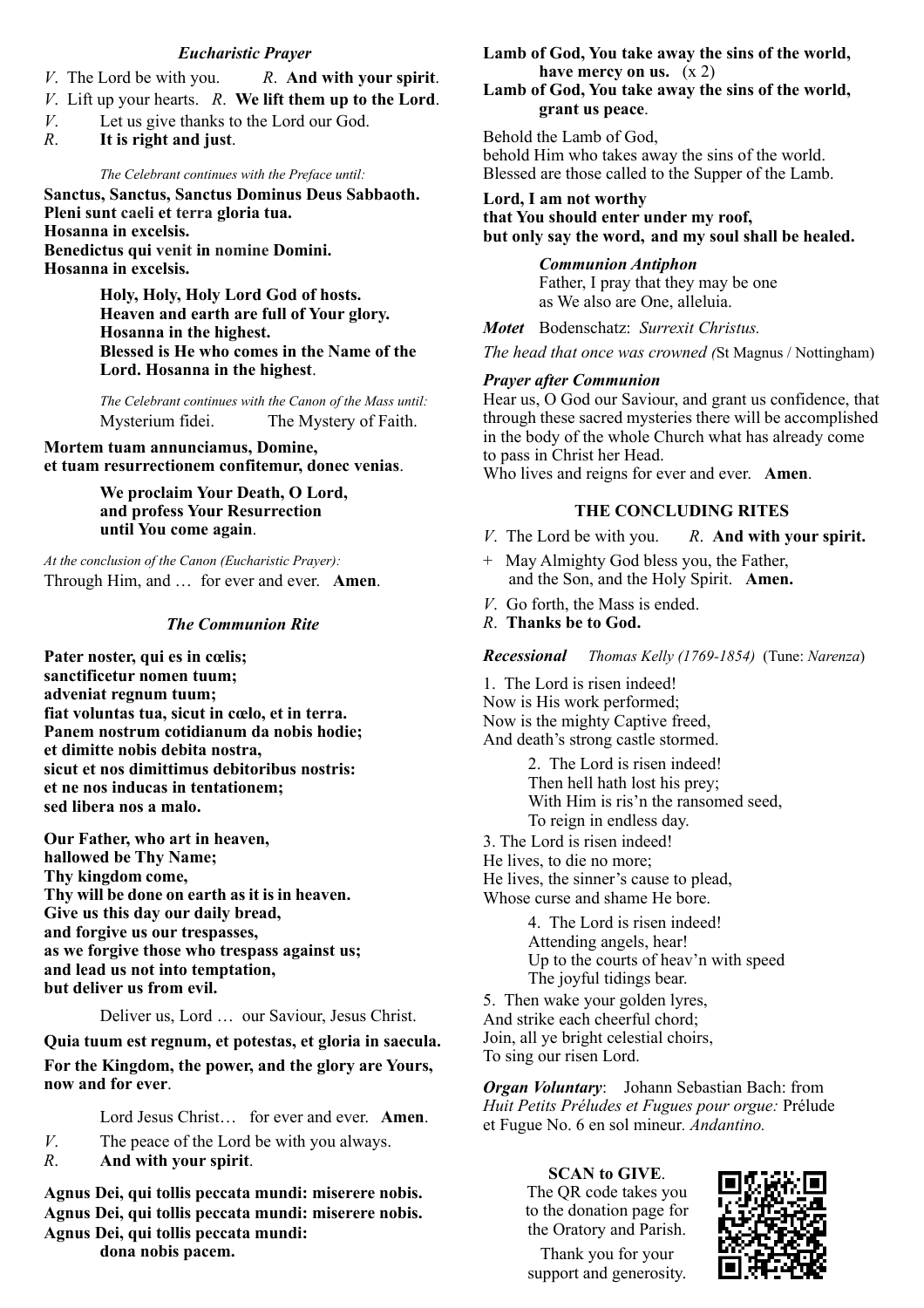### *Eucharistic Prayer*

*V*. The Lord be with you. *R*. **And with your spirit**.

*V*. Lift up your hearts. *R*. **We lift them up to the Lord**.

*V*. Let us give thanks to the Lord our God.

*R*. **It is right and just**.

*The Celebrant continues with the Preface until:*

**Sanctus, Sanctus, Sanctus Dominus Deus Sabbaoth.**
**Pleni sunt caeli et terra gloria tua.**
**Hosanna in excelsis.**
**Benedictus qui venit in nomine Domini.**
**Hosanna in excelsis.**

**Holy, Holy, Holy Lord God of hosts.**
**Heaven and earth are full of Your glory.**
**Hosanna in the highest.**
**Blessed is He who comes in the Name of the Lord. Hosanna in the highest**.

*The Celebrant continues with the Canon of the Mass until:*

Mysterium fidei. The Mystery of Faith.

**Mortem tuam annunciamus, Domine,**
**et tuam resurrectionem confitemur, donec venias**.

**We proclaim Your Death, O Lord,**
**and profess Your Resurrection**
**until You come again**.

*At the conclusion of the Canon (Eucharistic Prayer):*

Through Him, and … for ever and ever. **Amen**.

### *The Communion Rite*

**Pater noster, qui es in cœlis;**
**sanctificetur nomen tuum;**
**adveniat regnum tuum;**
**fiat voluntas tua, sicut in cœlo, et in terra.**
**Panem nostrum cotidianum da nobis hodie;**
**et dimitte nobis debita nostra,**
**sicut et nos dimittimus debitoribus nostris:**
**et ne nos inducas in tentationem;**
**sed libera nos a malo.**

**Our Father, who art in heaven,**
**hallowed be Thy Name;**
**Thy kingdom come,**
**Thy will be done on earth as it is in heaven.**
**Give us this day our daily bread,**
**and forgive us our trespasses,**
**as we forgive those who trespass against us;**
**and lead us not into temptation,**
**but deliver us from evil.**

Deliver us, Lord … our Saviour, Jesus Christ.

**Quia tuum est regnum, et potestas, et gloria in saecula.**

**For the Kingdom, the power, and the glory are Yours, now and for ever**.

Lord Jesus Christ… for ever and ever. **Amen**.

*V*. The peace of the Lord be with you always.

*R*. **And with your spirit**.

**Agnus Dei, qui tollis peccata mundi: miserere nobis.**
**Agnus Dei, qui tollis peccata mundi: miserere nobis.**
**Agnus Dei, qui tollis peccata mundi:**
**dona nobis pacem.**

**Lamb of God, You take away the sins of the world, have mercy on us.** (x 2)
**Lamb of God, You take away the sins of the world, grant us peace**.

Behold the Lamb of God,
behold Him who takes away the sins of the world.
Blessed are those called to the Supper of the Lamb.

**Lord, I am not worthy**
**that You should enter under my roof,**
**but only say the word, and my soul shall be healed.**

***Communion Antiphon***
Father, I pray that they may be one
as We also are One, alleluia.

***Motet*** Bodenschatz: *Surrexit Christus.*

*The head that once was crowned (*St Magnus / Nottingham)

***Prayer after Communion***

Hear us, O God our Saviour, and grant us confidence, that through these sacred mysteries there will be accomplished in the body of the whole Church what has already come to pass in Christ her Head.
Who lives and reigns for ever and ever. **Amen**.

### THE CONCLUDING RITES

*V*. The Lord be with you. *R*. **And with your spirit.**

\+ May Almighty God bless you, the Father, and the Son, and the Holy Spirit. **Amen.**

*V*. Go forth, the Mass is ended.

*R*. **Thanks be to God.**

***Recessional*** *Thomas Kelly (1769-1854)* (Tune: *Narenza*)

1. The Lord is risen indeed!
Now is His work performed;
Now is the mighty Captive freed,
And death's strong castle stormed.

2. The Lord is risen indeed!
Then hell hath lost his prey;
With Him is ris'n the ransomed seed,
To reign in endless day.

3. The Lord is risen indeed!
He lives, to die no more;
He lives, the sinner's cause to plead,
Whose curse and shame He bore.

4. The Lord is risen indeed!
Attending angels, hear!
Up to the courts of heav'n with speed
The joyful tidings bear.

5. Then wake your golden lyres,
And strike each cheerful chord;
Join, all ye bright celestial choirs,
To sing our risen Lord.

***Organ Voluntary***: Johann Sebastian Bach: from *Huit Petits Préludes et Fugues pour orgue:* Prélude et Fugue No. 6 en sol mineur. *Andantino.*

**SCAN to GIVE**.
The QR code takes you to the donation page for the Oratory and Parish.

Thank you for your support and generosity.